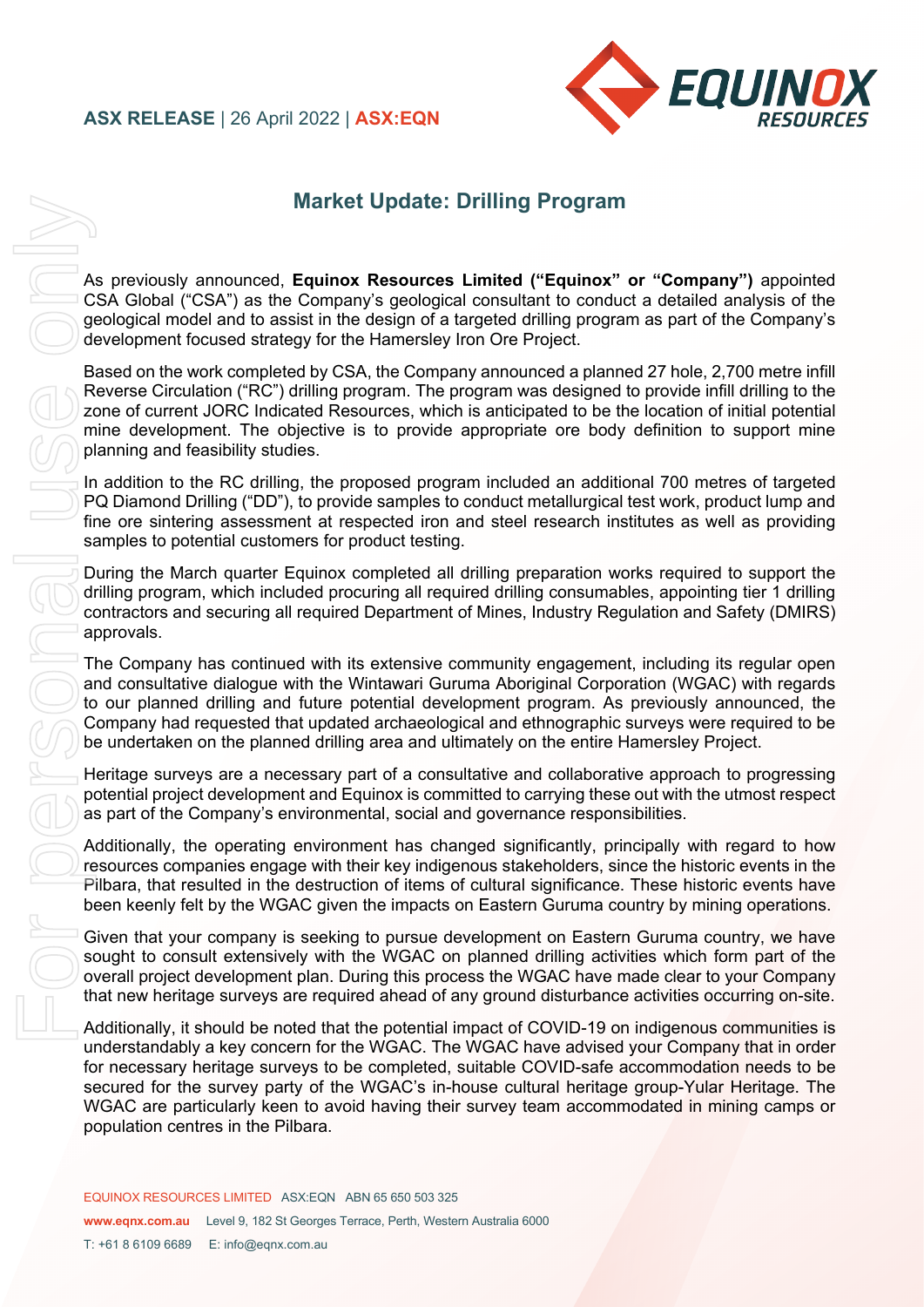ASX RELEASE | 26 April 2022 | ASX:EQN

# Market Update: Drilling Program

As previously announced, **Equinox Resources Limited ("Equinox" or "Company")** appointed CSA Global ("CSA") as the Company's geological consultant to conduct a detailed analysis of the geological model and to assist in the design of a targeted drilling program as part of the Company's development focused strategy for the Hamersley Iron Ore Project.

Based on the work completed by CSA, the Company announced a planned 27 hole, 2,700 metre infill Reverse Circulation ("RC") drilling program. The program was designed to provide infill drilling to the zone of current JORC Indicated Resources, which is anticipated to be the location of initial potential mine development. The objective is to provide appropriate ore body definition to support mine planning and feasibility studies.

In addition to the RC drilling, the proposed program included an additional 700 metres of targeted PQ Diamond Drilling ("DD"), to provide samples to conduct metallurgical test work, product lump and fine ore sintering assessment at respected iron and steel research institutes as well as providing samples to potential customers for product testing.

During the March quarter Equinox completed all drilling preparation works required to support the drilling program, which included procuring all required drilling consumables, appointing tier 1 drilling contractors and securing all required Department of Mines, Industry Regulation and Safety (DMIRS) approvals.

The Company has continued with its extensive community engagement, including its regular open and consultative dialogue with the Wintawari Guruma Aboriginal Corporation (WGAC) with regards to our planned drilling and future potential development program. As previously announced, the Company had requested that updated archaeological and ethnographic surveys were required to be be undertaken on the planned drilling area and ultimately on the entire Hamersley Project.

Heritage surveys are a necessary part of a consultative and collaborative approach to progressing potential project development and Equinox is committed to carrying these out with the utmost respect as part of the Company's environmental, social and governance responsibilities.

Additionally, the operating environment has changed significantly, principally with regard to how resources companies engage with their key indigenous stakeholders, since the historic events in the Pilbara, that resulted in the destruction of items of cultural significance. These historic events have been keenly felt by the WGAC given the impacts on Eastern Guruma country by mining operations.

Given that your company is seeking to pursue development on Eastern Guruma country, we have sought to consult extensively with the WGAC on planned drilling activities which form part of the overall project development plan. During this process the WGAC have made clear to your Company that new heritage surveys are required ahead of any ground disturbance activities occurring on-site.

Additionally, it should be noted that the potential impact of COVID-19 on indigenous communities is understandably a key concern for the WGAC. The WGAC have advised your Company that in order for necessary heritage surveys to be completed, suitable COVID-safe accommodation needs to be secured for the survey party of the WGAC's in-house cultural heritage group-Yular Heritage. The WGAC are particularly keen to avoid having their survey team accommodated in mining camps or population centres in the Pilbara.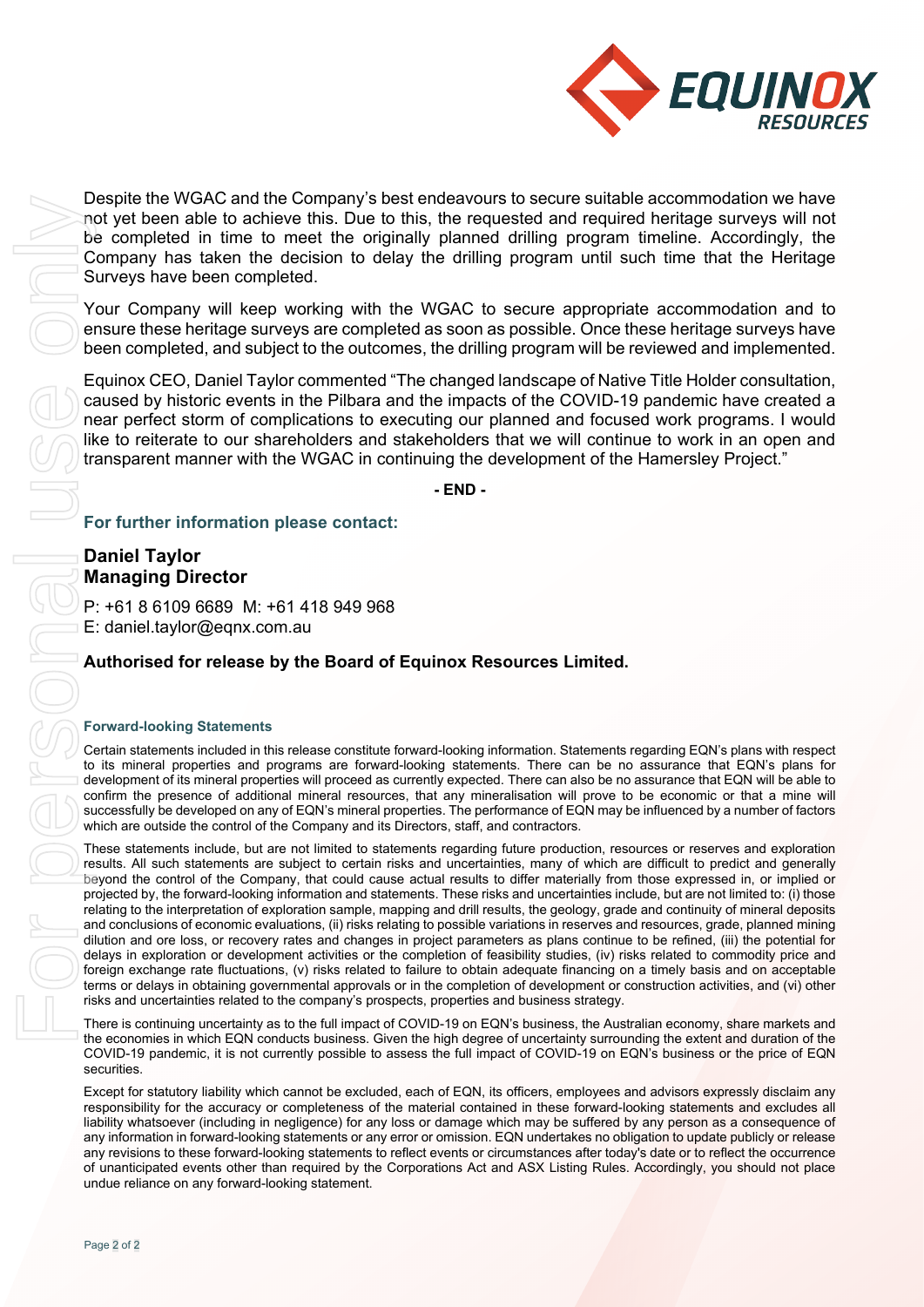Despite the WGAC and the Company's best endeavours to secure suitable accommodation we have not yet been able to achieve this. Due to this, the requested and required heritage surveys will not be completed in time to meet the originally planned drilling program timeline. Accordingly, the Company has taken the decision to delay the drilling program until such time that the Heritage Surveys have been completed.

Your Company will keep working with the WGAC to secure appropriate accommodation and to ensure these heritage surveys are completed as soon as possible. Once these heritage surveys have been completed, and subject to the outcomes, the drilling program will be reviewed and implemented.

Equinox CEO, Daniel Taylor commented "The changed landscape of Native Title Holder consultation, caused by historic events in the Pilbara and the impacts of the COVID-19 pandemic have created a near perfect storm of complications to executing our planned and focused work programs. I would like to reiterate to our shareholders and stakeholders that we will continue to work in an open and transparent manner with the WGAC in continuing the development of the Hamersley Project."

**- END -**

### For further information please contact:

**Daniel Taylor**
**Managing Director**

P: +61 8 6109 6689 M: +61 418 949 968
E: daniel.taylor@eqnx.com.au

**Authorised for release by the Board of Equinox Resources Limited.**

#### Forward-looking Statements

Certain statements included in this release constitute forward-looking information. Statements regarding EQN's plans with respect to its mineral properties and programs are forward-looking statements. There can be no assurance that EQN's plans for development of its mineral properties will proceed as currently expected. There can also be no assurance that EQN will be able to confirm the presence of additional mineral resources, that any mineralisation will prove to be economic or that a mine will successfully be developed on any of EQN's mineral properties. The performance of EQN may be influenced by a number of factors which are outside the control of the Company and its Directors, staff, and contractors.

These statements include, but are not limited to statements regarding future production, resources or reserves and exploration results. All such statements are subject to certain risks and uncertainties, many of which are difficult to predict and generally beyond the control of the Company, that could cause actual results to differ materially from those expressed in, or implied or projected by, the forward-looking information and statements. These risks and uncertainties include, but are not limited to: (i) those relating to the interpretation of exploration sample, mapping and drill results, the geology, grade and continuity of mineral deposits and conclusions of economic evaluations, (ii) risks relating to possible variations in reserves and resources, grade, planned mining dilution and ore loss, or recovery rates and changes in project parameters as plans continue to be refined, (iii) the potential for delays in exploration or development activities or the completion of feasibility studies, (iv) risks related to commodity price and foreign exchange rate fluctuations, (v) risks related to failure to obtain adequate financing on a timely basis and on acceptable terms or delays in obtaining governmental approvals or in the completion of development or construction activities, and (vi) other risks and uncertainties related to the company's prospects, properties and business strategy.

There is continuing uncertainty as to the full impact of COVID-19 on EQN's business, the Australian economy, share markets and the economies in which EQN conducts business. Given the high degree of uncertainty surrounding the extent and duration of the COVID-19 pandemic, it is not currently possible to assess the full impact of COVID-19 on EQN's business or the price of EQN securities.

Except for statutory liability which cannot be excluded, each of EQN, its officers, employees and advisors expressly disclaim any responsibility for the accuracy or completeness of the material contained in these forward-looking statements and excludes all liability whatsoever (including in negligence) for any loss or damage which may be suffered by any person as a consequence of any information in forward-looking statements or any error or omission. EQN undertakes no obligation to update publicly or release any revisions to these forward-looking statements to reflect events or circumstances after today's date or to reflect the occurrence of unanticipated events other than required by the Corporations Act and ASX Listing Rules. Accordingly, you should not place undue reliance on any forward-looking statement.